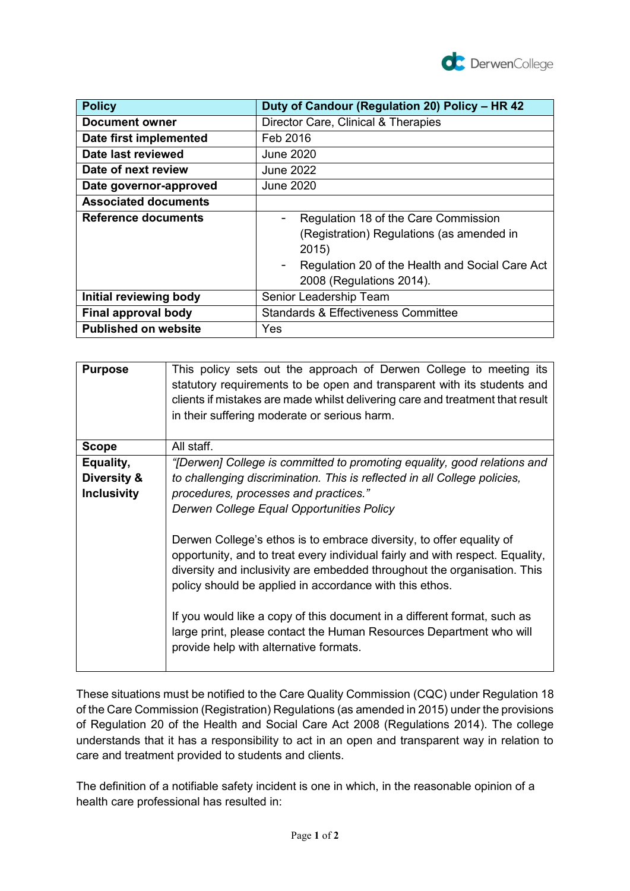| Policy | Duty of Candour (Regulation 20) Policy – HR 42 |
|---|---|
| Document owner | Director Care, Clinical & Therapies |
| Date first implemented | Feb 2016 |
| Date last reviewed | June 2020 |
| Date of next review | June 2022 |
| Date governor-approved | June 2020 |
| Associated documents | |
| Reference documents | - Regulation 18 of the Care Commission (Registration) Regulations (as amended in 2015)<br>- Regulation 20 of the Health and Social Care Act 2008 (Regulations 2014). |
| Initial reviewing body | Senior Leadership Team |
| Final approval body | Standards & Effectiveness Committee |
| Published on website | Yes |

| Purpose | This policy sets out the approach of Derwen College to meeting its statutory requirements to be open and transparent with its students and clients if mistakes are made whilst delivering care and treatment that result in their suffering moderate or serious harm. |
|---|---|
| Scope | All staff. |
| Equality, Diversity & Inclusivity | *"[Derwen] College is committed to promoting equality, good relations and to challenging discrimination. This is reflected in all College policies, procedures, processes and practices."*<br>*Derwen College Equal Opportunities Policy*<br><br>Derwen College's ethos is to embrace diversity, to offer equality of opportunity, and to treat every individual fairly and with respect. Equality, diversity and inclusivity are embedded throughout the organisation. This policy should be applied in accordance with this ethos.<br><br>If you would like a copy of this document in a different format, such as large print, please contact the Human Resources Department who will provide help with alternative formats. |

These situations must be notified to the Care Quality Commission (CQC) under Regulation 18 of the Care Commission (Registration) Regulations (as amended in 2015) under the provisions of Regulation 20 of the Health and Social Care Act 2008 (Regulations 2014). The college understands that it has a responsibility to act in an open and transparent way in relation to care and treatment provided to students and clients.

The definition of a notifiable safety incident is one in which, in the reasonable opinion of a health care professional has resulted in: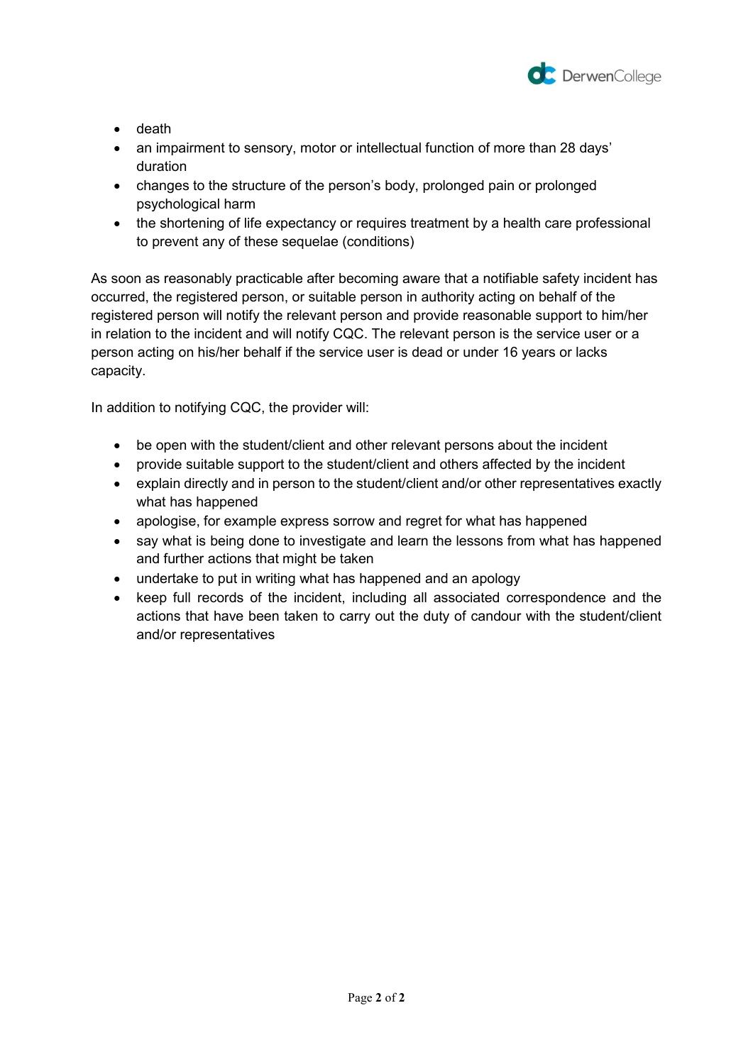- death
- an impairment to sensory, motor or intellectual function of more than 28 days' duration
- changes to the structure of the person's body, prolonged pain or prolonged psychological harm
- the shortening of life expectancy or requires treatment by a health care professional to prevent any of these sequelae (conditions)

As soon as reasonably practicable after becoming aware that a notifiable safety incident has occurred, the registered person, or suitable person in authority acting on behalf of the registered person will notify the relevant person and provide reasonable support to him/her in relation to the incident and will notify CQC. The relevant person is the service user or a person acting on his/her behalf if the service user is dead or under 16 years or lacks capacity.

In addition to notifying CQC, the provider will:

- be open with the student/client and other relevant persons about the incident
- provide suitable support to the student/client and others affected by the incident
- explain directly and in person to the student/client and/or other representatives exactly what has happened
- apologise, for example express sorrow and regret for what has happened
- say what is being done to investigate and learn the lessons from what has happened and further actions that might be taken
- undertake to put in writing what has happened and an apology
- keep full records of the incident, including all associated correspondence and the actions that have been taken to carry out the duty of candour with the student/client and/or representatives